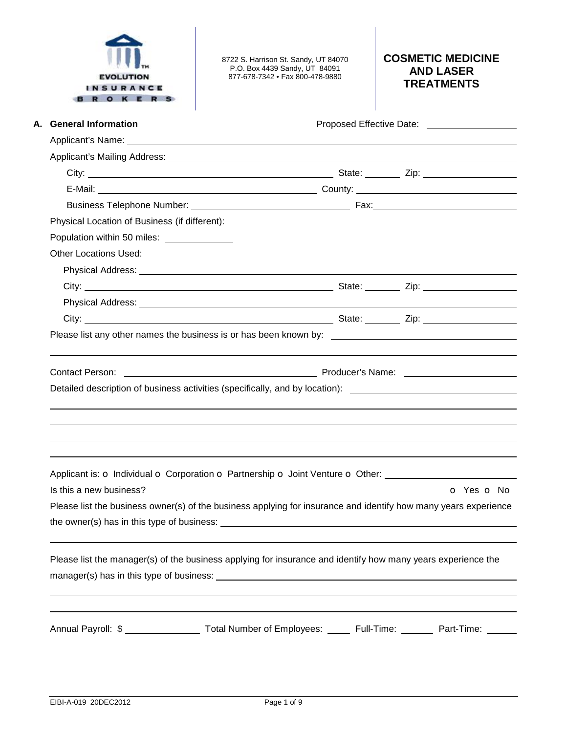EVOLUTION INSURANCE BROKERS™

8722 S. Harrison St. Sandy, UT 84070
P.O. Box 4439 Sandy, UT 84091
877-678-7342 • Fax 800-478-9880

# COSMETIC MEDICINE AND LASER TREATMENTS

## A. General Information

Proposed Effective Date: ________________

Applicant's Name: ______________________________________________

Applicant's Mailing Address: ______________________________________________

City: ______________________ State: ________ Zip: ______________

E-Mail: ______________________ County: ______________________

Business Telephone Number: ______________________ Fax: ______________________

Physical Location of Business (if different): ______________________________________________

Population within 50 miles: ______________

Other Locations Used:

Physical Address: ______________________________________________

City: ______________________ State: ________ Zip: ______________

Physical Address: ______________________________________________

City: ______________________ State: ________ Zip: ______________

Please list any other names the business is or has been known by: ______________________________________________

______________________________________________

Contact Person: ______________________ Producer's Name: ______________________

Detailed description of business activities (specifically, and by location): ______________________________________________

______________________________________________

______________________________________________

______________________________________________

______________________________________________

Applicant is: o Individual o Corporation o Partnership o Joint Venture o Other: ______________________

Is this a new business? o Yes o No

Please list the business owner(s) of the business applying for insurance and identify how many years experience the owner(s) has in this type of business: ______________________________________________

______________________________________________

Please list the manager(s) of the business applying for insurance and identify how many years experience the manager(s) has in this type of business: ______________________________________________

______________________________________________

______________________________________________

Annual Payroll: $ ______________ Total Number of Employees: ______ Full-Time: ______ Part-Time: ______

EIBI-A-019 20DEC2012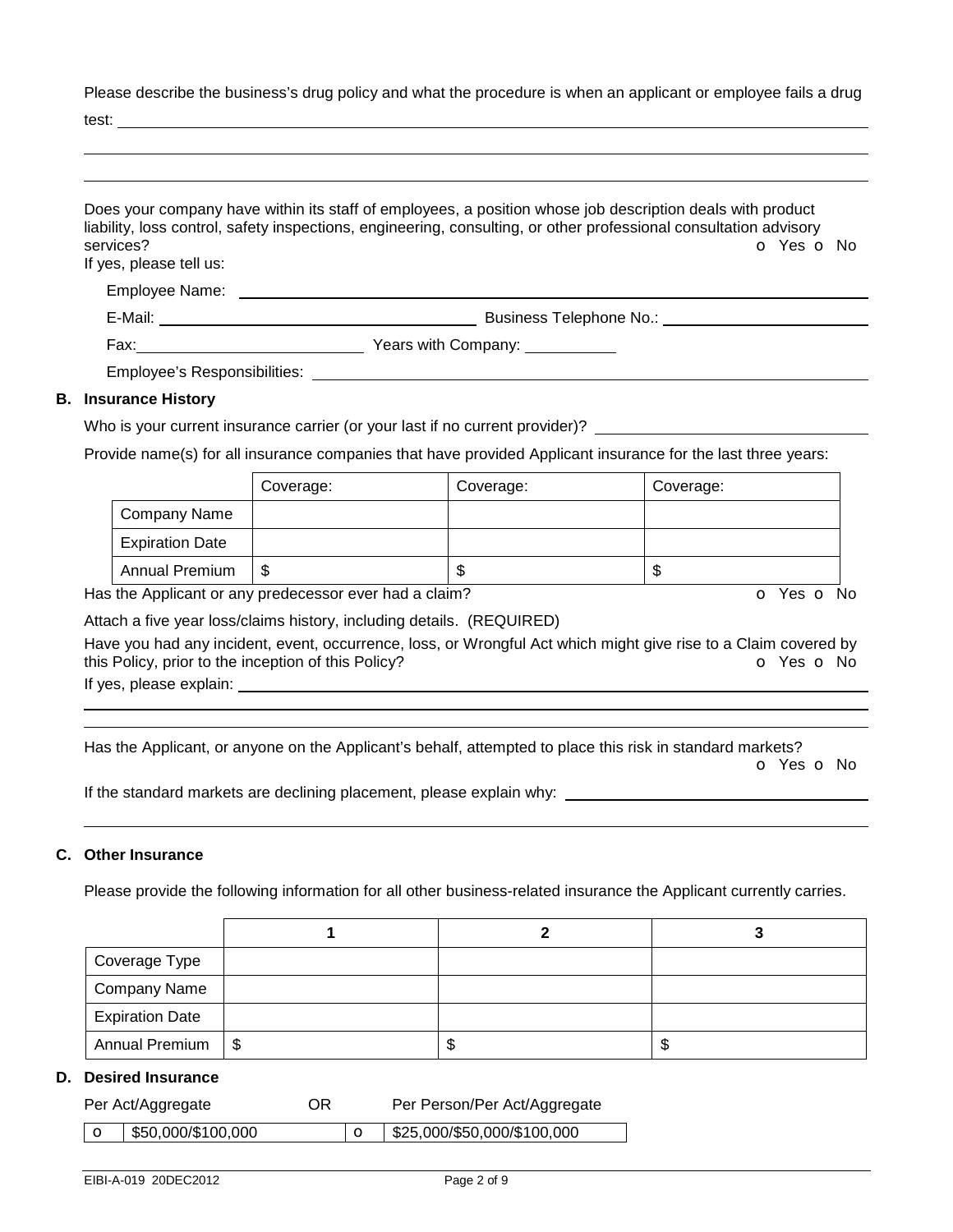Please describe the business's drug policy and what the procedure is when an applicant or employee fails a drug test: ______________________________________________

______________________________________________

______________________________________________

Does your company have within its staff of employees, a position whose job description deals with product liability, loss control, safety inspections, engineering, consulting, or other professional consultation advisory services? o Yes o No

If yes, please tell us:

Employee Name: ______________________________________________

E-Mail: ____________________ Business Telephone No.: ____________________

Fax: ____________________ Years with Company: __________

Employee's Responsibilities: ______________________________________________

**B. Insurance History**

Who is your current insurance carrier (or your last if no current provider)? ____________________

Provide name(s) for all insurance companies that have provided Applicant insurance for the last three years:

| | Coverage: | Coverage: | Coverage: |
|---|---|---|---|
| Company Name | | | |
| Expiration Date | | | |
| Annual Premium | $ | $ | $ |

Has the Applicant or any predecessor ever had a claim? o Yes o No

Attach a five year loss/claims history, including details. (REQUIRED)

Have you had any incident, event, occurrence, loss, or Wrongful Act which might give rise to a Claim covered by this Policy, prior to the inception of this Policy? o Yes o No

If yes, please explain: ______________________________________________

______________________________________________

______________________________________________

Has the Applicant, or anyone on the Applicant's behalf, attempted to place this risk in standard markets? o Yes o No

If the standard markets are declining placement, please explain why: ____________________

______________________________________________

**C. Other Insurance**

Please provide the following information for all other business-related insurance the Applicant currently carries.

| | 1 | 2 | 3 |
|---|---|---|---|
| Coverage Type | | | |
| Company Name | | | |
| Expiration Date | | | |
| Annual Premium | $ | $ | $ |

**D. Desired Insurance**

| Per Act/Aggregate | | OR | Per Person/Per Act/Aggregate |
|---|---|---|---|
| o | $50,000/$100,000 | o | $25,000/$50,000/$100,000 |

EIBI-A-019 20DEC2012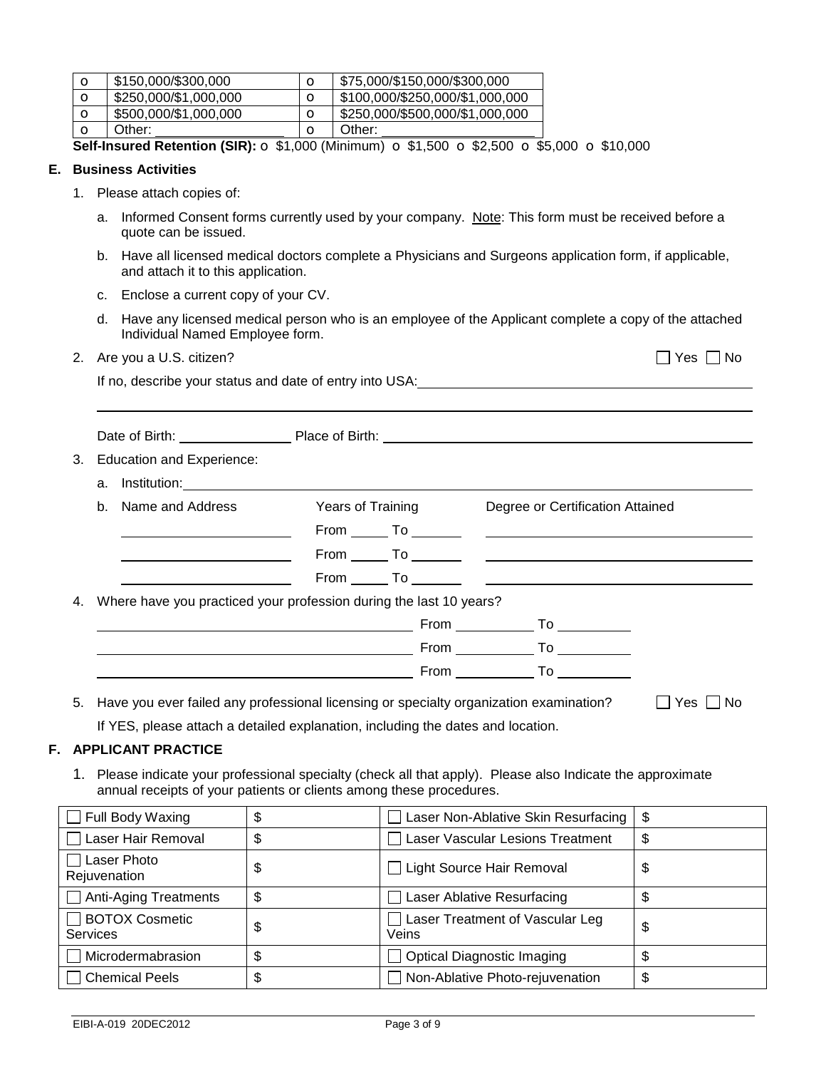| o | $150,000/$300,000 | o | $75,000/$150,000/$300,000 |
| --- | --- | --- | --- |
| o | $250,000/$1,000,000 | o | $100,000/$250,000/$1,000,000 |
| o | $500,000/$1,000,000 | o | $250,000/$500,000/$1,000,000 |
| o | Other: ________________ | o | Other: ____________________ |

**Self-Insured Retention (SIR):** o $1,000 (Minimum) o $1,500 o $2,500 o $5,000 o $10,000

## E. Business Activities

1. Please attach copies of:
   a. Informed Consent forms currently used by your company. Note: This form must be received before a quote can be issued.
   b. Have all licensed medical doctors complete a Physicians and Surgeons application form, if applicable, and attach it to this application.
   c. Enclose a current copy of your CV.
   d. Have any licensed medical person who is an employee of the Applicant complete a copy of the attached Individual Named Employee form.

2. Are you a U.S. citizen? ☐ Yes ☐ No

   If no, describe your status and date of entry into USA: ____________________

   Date of Birth: ______________ Place of Birth: ____________________

3. Education and Experience:
   a. Institution: ____________________
   b. Name and Address / Years of Training / Degree or Certification Attained

| Name and Address | Years of Training | Degree or Certification Attained |
| --- | --- | --- |
| ____________ | From _____ To _____ | ____________ |
| ____________ | From _____ To _____ | ____________ |
| ____________ | From _____ To _____ | ____________ |

4. Where have you practiced your profession during the last 10 years?

| | | |
| --- | --- | --- |
| ____________________ | From ________ | To ________ |
| ____________________ | From ________ | To ________ |
| ____________________ | From ________ | To ________ |

5. Have you ever failed any professional licensing or specialty organization examination? ☐ Yes ☐ No

   If YES, please attach a detailed explanation, including the dates and location.

## F. APPLICANT PRACTICE

1. Please indicate your professional specialty (check all that apply). Please also Indicate the approximate annual receipts of your patients or clients among these procedures.

| | | | |
| --- | --- | --- | --- |
| ☐ Full Body Waxing | $ | ☐ Laser Non-Ablative Skin Resurfacing | $ |
| ☐ Laser Hair Removal | $ | ☐ Laser Vascular Lesions Treatment | $ |
| ☐ Laser Photo Rejuvenation | $ | ☐ Light Source Hair Removal | $ |
| ☐ Anti-Aging Treatments | $ | ☐ Laser Ablative Resurfacing | $ |
| ☐ BOTOX Cosmetic Services | $ | ☐ Laser Treatment of Vascular Leg Veins | $ |
| ☐ Microdermabrasion | $ | ☐ Optical Diagnostic Imaging | $ |
| ☐ Chemical Peels | $ | ☐ Non-Ablative Photo-rejuvenation | $ |

EIBI-A-019 20DEC2012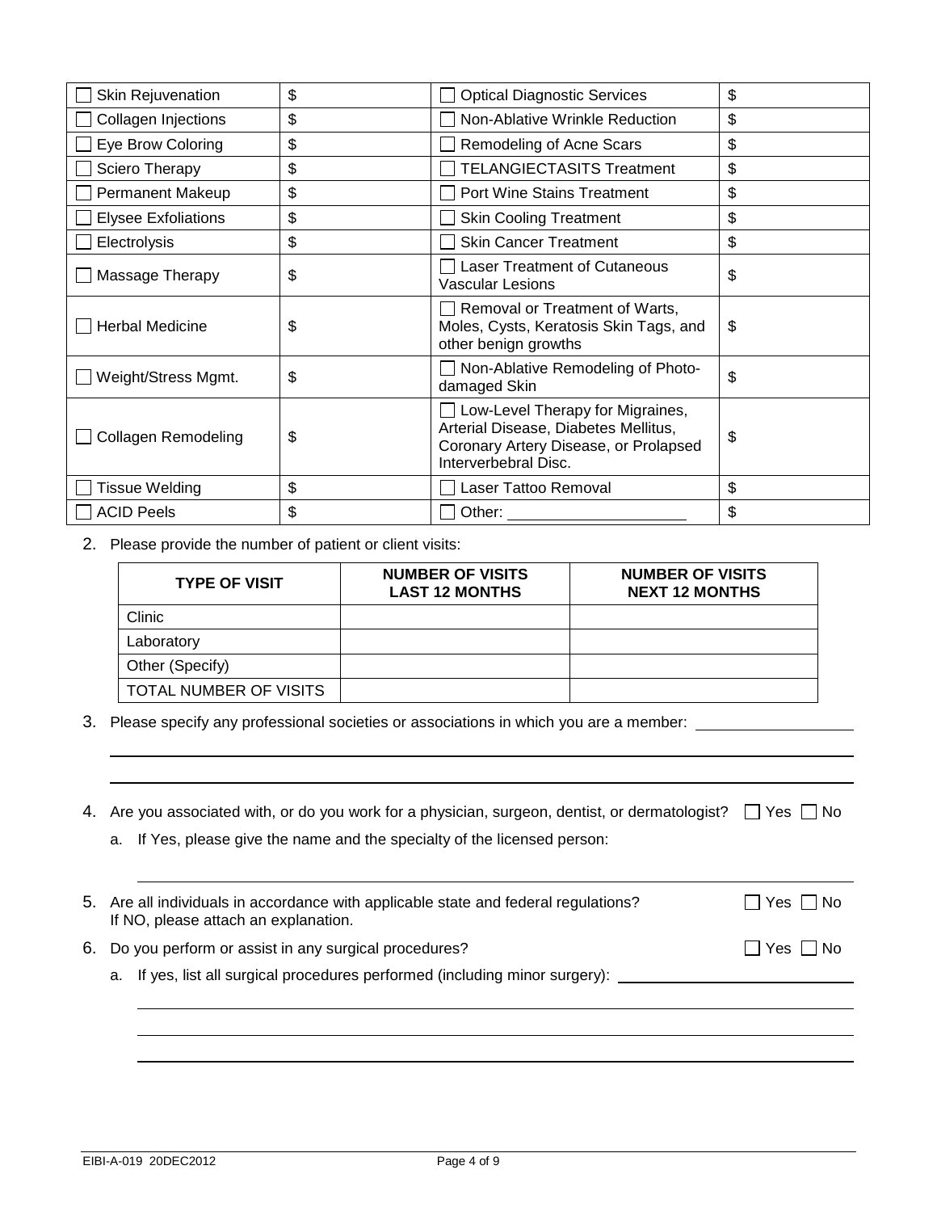| | | | |
|---|---|---|---|
| ☐ Skin Rejuvenation | $ | ☐ Optical Diagnostic Services | $ |
| ☐ Collagen Injections | $ | ☐ Non-Ablative Wrinkle Reduction | $ |
| ☐ Eye Brow Coloring | $ | ☐ Remodeling of Acne Scars | $ |
| ☐ Sciero Therapy | $ | ☐ TELANGIECTASITS Treatment | $ |
| ☐ Permanent Makeup | $ | ☐ Port Wine Stains Treatment | $ |
| ☐ Elysee Exfoliations | $ | ☐ Skin Cooling Treatment | $ |
| ☐ Electrolysis | $ | ☐ Skin Cancer Treatment | $ |
| ☐ Massage Therapy | $ | ☐ Laser Treatment of Cutaneous Vascular Lesions | $ |
| ☐ Herbal Medicine | $ | ☐ Removal or Treatment of Warts, Moles, Cysts, Keratosis Skin Tags, and other benign growths | $ |
| ☐ Weight/Stress Mgmt. | $ | ☐ Non-Ablative Remodeling of Photo-damaged Skin | $ |
| ☐ Collagen Remodeling | $ | ☐ Low-Level Therapy for Migraines, Arterial Disease, Diabetes Mellitus, Coronary Artery Disease, or Prolapsed Interverbebral Disc. | $ |
| ☐ Tissue Welding | $ | ☐ Laser Tattoo Removal | $ |
| ☐ ACID Peels | $ | ☐ Other: ____________________ | $ |

2. Please provide the number of patient or client visits:

| TYPE OF VISIT | NUMBER OF VISITS LAST 12 MONTHS | NUMBER OF VISITS NEXT 12 MONTHS |
|---|---|---|
| Clinic | | |
| Laboratory | | |
| Other (Specify) | | |
| TOTAL NUMBER OF VISITS | | |

3. Please specify any professional societies or associations in which you are a member: ____________________

____________________________________________________________

____________________________________________________________

4. Are you associated with, or do you work for a physician, surgeon, dentist, or dermatologist? ☐ Yes ☐ No
   a. If Yes, please give the name and the specialty of the licensed person:

   ____________________________________________________________

5. Are all individuals in accordance with applicable state and federal regulations? ☐ Yes ☐ No
   If NO, please attach an explanation.

6. Do you perform or assist in any surgical procedures? ☐ Yes ☐ No
   a. If yes, list all surgical procedures performed (including minor surgery): ____________________

   ____________________________________________________________

   ____________________________________________________________

   ____________________________________________________________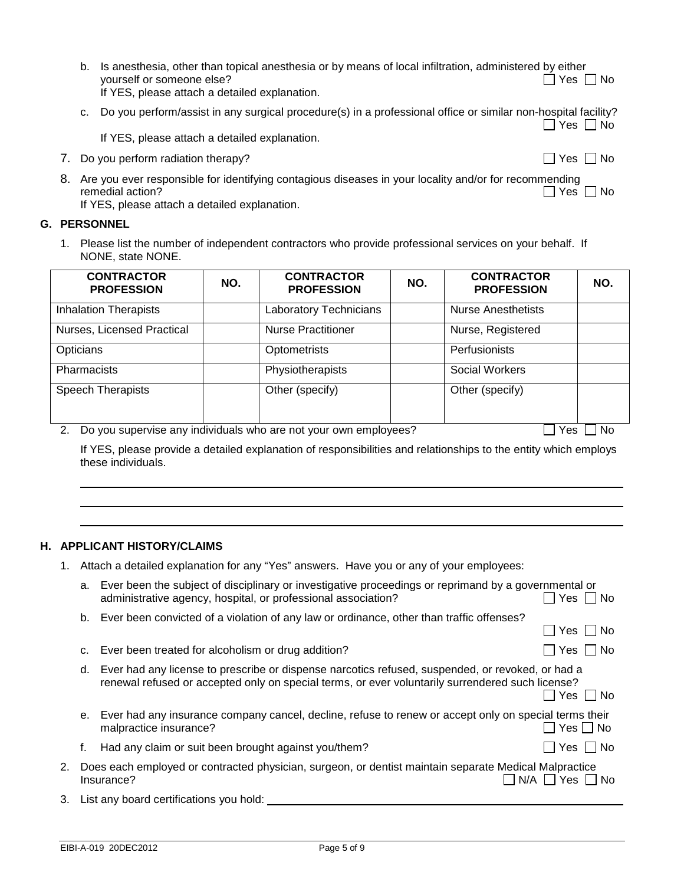b. Is anesthesia, other than topical anesthesia or by means of local infiltration, administered by either yourself or someone else? ☐ Yes ☐ No
   If YES, please attach a detailed explanation.

c. Do you perform/assist in any surgical procedure(s) in a professional office or similar non-hospital facility? ☐ Yes ☐ No
   If YES, please attach a detailed explanation.

7. Do you perform radiation therapy? ☐ Yes ☐ No

8. Are you ever responsible for identifying contagious diseases in your locality and/or for recommending remedial action? ☐ Yes ☐ No
   If YES, please attach a detailed explanation.

## G. PERSONNEL

1. Please list the number of independent contractors who provide professional services on your behalf. If NONE, state NONE.

| CONTRACTOR PROFESSION | NO. | CONTRACTOR PROFESSION | NO. | CONTRACTOR PROFESSION | NO. |
|---|---|---|---|---|---|
| Inhalation Therapists | | Laboratory Technicians | | Nurse Anesthetists | |
| Nurses, Licensed Practical | | Nurse Practitioner | | Nurse, Registered | |
| Opticians | | Optometrists | | Perfusionists | |
| Pharmacists | | Physiotherapists | | Social Workers | |
| Speech Therapists | | Other (specify) | | Other (specify) | |

2. Do you supervise any individuals who are not your own employees? ☐ Yes ☐ No

   If YES, please provide a detailed explanation of responsibilities and relationships to the entity which employs these individuals.

   ______________________________________________________________________________

   ______________________________________________________________________________

   ______________________________________________________________________________

## H. APPLICANT HISTORY/CLAIMS

1. Attach a detailed explanation for any "Yes" answers. Have you or any of your employees:

   a. Ever been the subject of disciplinary or investigative proceedings or reprimand by a governmental or administrative agency, hospital, or professional association? ☐ Yes ☐ No

   b. Ever been convicted of a violation of any law or ordinance, other than traffic offenses? ☐ Yes ☐ No

   c. Ever been treated for alcoholism or drug addition? ☐ Yes ☐ No

   d. Ever had any license to prescribe or dispense narcotics refused, suspended, or revoked, or had a renewal refused or accepted only on special terms, or ever voluntarily surrendered such license? ☐ Yes ☐ No

   e. Ever had any insurance company cancel, decline, refuse to renew or accept only on special terms their malpractice insurance? ☐ Yes ☐ No

   f. Had any claim or suit been brought against you/them? ☐ Yes ☐ No

2. Does each employed or contracted physician, surgeon, or dentist maintain separate Medical Malpractice Insurance? ☐ N/A ☐ Yes ☐ No

3. List any board certifications you hold: ______________________________________________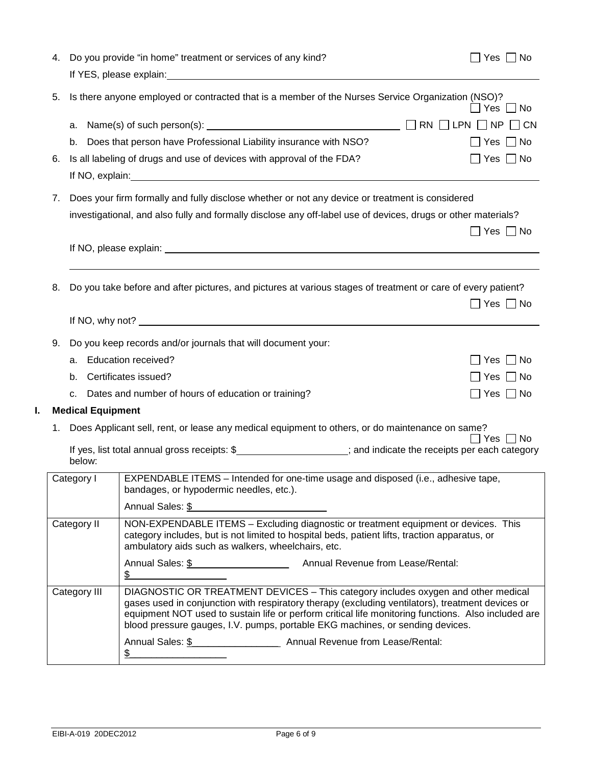4. Do you provide "in home" treatment or services of any kind? ☐ Yes ☐ No

   If YES, please explain: \_\_\_\_\_\_\_\_\_\_\_\_\_\_\_\_\_\_\_\_\_\_\_\_\_\_\_\_\_\_\_\_\_\_\_\_\_\_\_\_

5. Is there anyone employed or contracted that is a member of the Nurses Service Organization (NSO)? ☐ Yes ☐ No

   a. Name(s) of such person(s): \_\_\_\_\_\_\_\_\_\_\_\_\_\_\_\_\_\_\_\_\_\_\_\_\_\_\_\_ ☐ RN ☐ LPN ☐ NP ☐ CN

   b. Does that person have Professional Liability insurance with NSO? ☐ Yes ☐ No

6. Is all labeling of drugs and use of devices with approval of the FDA? ☐ Yes ☐ No

   If NO, explain: \_\_\_\_\_\_\_\_\_\_\_\_\_\_\_\_\_\_\_\_\_\_\_\_\_\_\_\_\_\_\_\_\_\_\_\_\_\_\_\_

7. Does your firm formally and fully disclose whether or not any device or treatment is considered investigational, and also fully and formally disclose any off-label use of devices, drugs or other materials? ☐ Yes ☐ No

   If NO, please explain: \_\_\_\_\_\_\_\_\_\_\_\_\_\_\_\_\_\_\_\_\_\_\_\_\_\_\_\_\_\_\_\_\_\_\_\_\_\_\_\_

8. Do you take before and after pictures, and pictures at various stages of treatment or care of every patient? ☐ Yes ☐ No

   If NO, why not? \_\_\_\_\_\_\_\_\_\_\_\_\_\_\_\_\_\_\_\_\_\_\_\_\_\_\_\_\_\_\_\_\_\_\_\_\_\_\_\_

9. Do you keep records and/or journals that will document your:

   a. Education received? ☐ Yes ☐ No

   b. Certificates issued? ☐ Yes ☐ No

   c. Dates and number of hours of education or training? ☐ Yes ☐ No

## I. Medical Equipment

1. Does Applicant sell, rent, or lease any medical equipment to others, or do maintenance on same? ☐ Yes ☐ No

   If yes, list total annual gross receipts: $\_\_\_\_\_\_\_\_\_\_\_\_\_\_\_\_\_\_\_\_; and indicate the receipts per each category below:

| Category | Description |
|---|---|
| Category I | EXPENDABLE ITEMS – Intended for one-time usage and disposed (i.e., adhesive tape, bandages, or hypodermic needles, etc.).<br><br>Annual Sales: $\_\_\_\_\_\_\_\_\_\_\_\_\_\_\_\_\_\_\_\_ |
| Category II | NON-EXPENDABLE ITEMS – Excluding diagnostic or treatment equipment or devices. This category includes, but is not limited to hospital beds, patient lifts, traction apparatus, or ambulatory aids such as walkers, wheelchairs, etc.<br><br>Annual Sales: $\_\_\_\_\_\_\_\_\_\_\_\_\_\_\_\_ Annual Revenue from Lease/Rental: $\_\_\_\_\_\_\_\_\_\_\_\_\_\_\_\_ |
| Category III | DIAGNOSTIC OR TREATMENT DEVICES – This category includes oxygen and other medical gases used in conjunction with respiratory therapy (excluding ventilators), treatment devices or equipment NOT used to sustain life or perform critical life monitoring functions. Also included are blood pressure gauges, I.V. pumps, portable EKG machines, or sending devices.<br><br>Annual Sales: $\_\_\_\_\_\_\_\_\_\_\_\_\_\_\_\_ Annual Revenue from Lease/Rental: $\_\_\_\_\_\_\_\_\_\_\_\_\_\_\_\_ |

EIBI-A-019 20DEC2012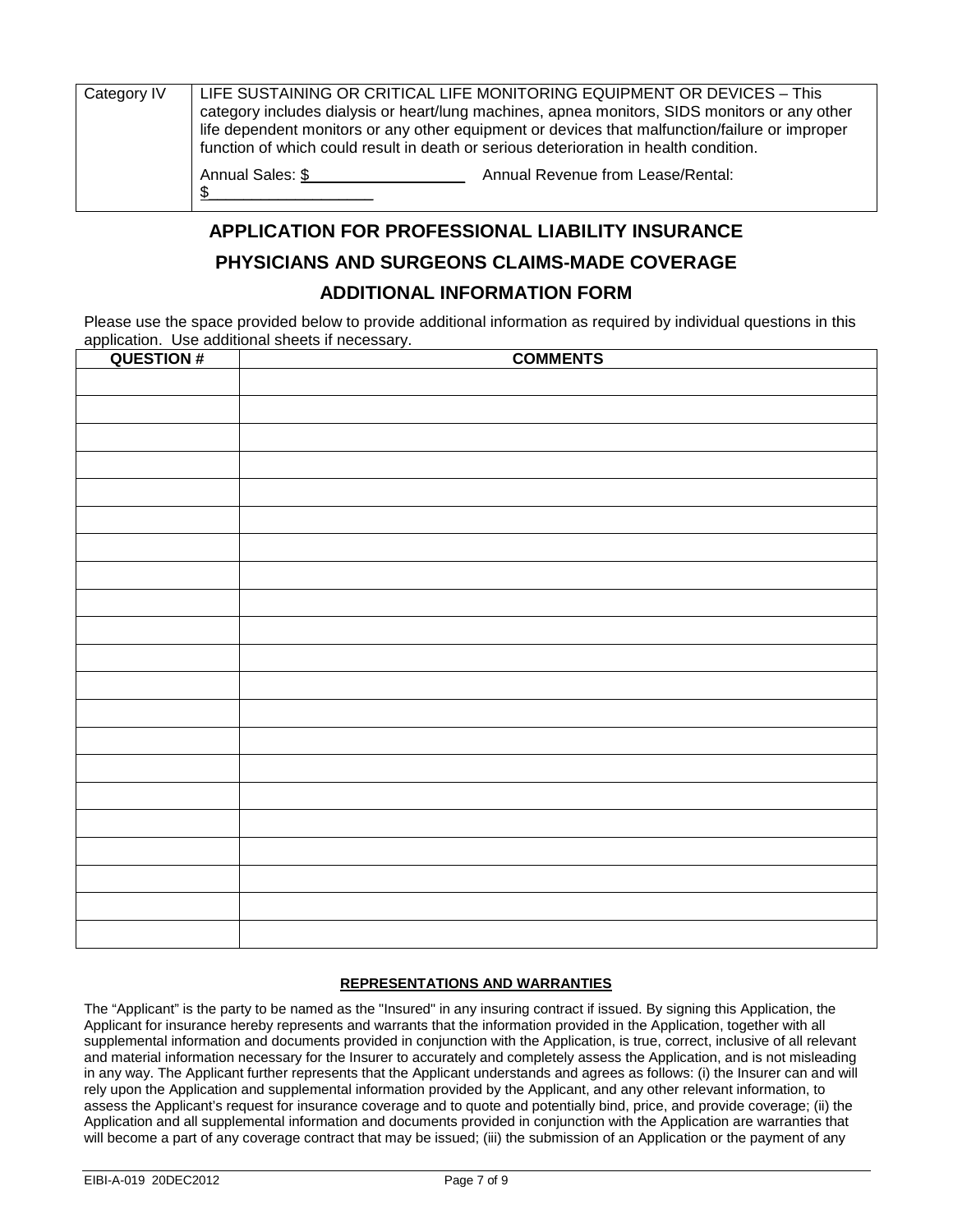| Category IV | LIFE SUSTAINING OR CRITICAL LIFE MONITORING EQUIPMENT OR DEVICES – This category includes dialysis or heart/lung machines, apnea monitors, SIDS monitors or any other life dependent monitors or any other equipment or devices that malfunction/failure or improper function of which could result in death or serious deterioration in health condition.<br><br>Annual Sales: $\_\_\_\_\_\_\_\_\_\_\_\_\_\_\_\_\_\_ Annual Revenue from Lease/Rental: $\_\_\_\_\_\_\_\_\_\_\_\_\_\_\_\_\_\_\_ |
|---|---|

## APPLICATION FOR PROFESSIONAL LIABILITY INSURANCE

## PHYSICIANS AND SURGEONS CLAIMS-MADE COVERAGE

## ADDITIONAL INFORMATION FORM

Please use the space provided below to provide additional information as required by individual questions in this application. Use additional sheets if necessary.

| QUESTION # | COMMENTS |
|---|---|
| | |
| | |
| | |
| | |
| | |
| | |
| | |
| | |
| | |
| | |
| | |
| | |
| | |
| | |
| | |
| | |
| | |
| | |
| | |
| | |
| | |

**REPRESENTATIONS AND WARRANTIES**

The "Applicant" is the party to be named as the "Insured" in any insuring contract if issued. By signing this Application, the Applicant for insurance hereby represents and warrants that the information provided in the Application, together with all supplemental information and documents provided in conjunction with the Application, is true, correct, inclusive of all relevant and material information necessary for the Insurer to accurately and completely assess the Application, and is not misleading in any way. The Applicant further represents that the Applicant understands and agrees as follows: (i) the Insurer can and will rely upon the Application and supplemental information provided by the Applicant, and any other relevant information, to assess the Applicant's request for insurance coverage and to quote and potentially bind, price, and provide coverage; (ii) the Application and all supplemental information and documents provided in conjunction with the Application are warranties that will become a part of any coverage contract that may be issued; (iii) the submission of an Application or the payment of any

EIBI-A-019 20DEC2012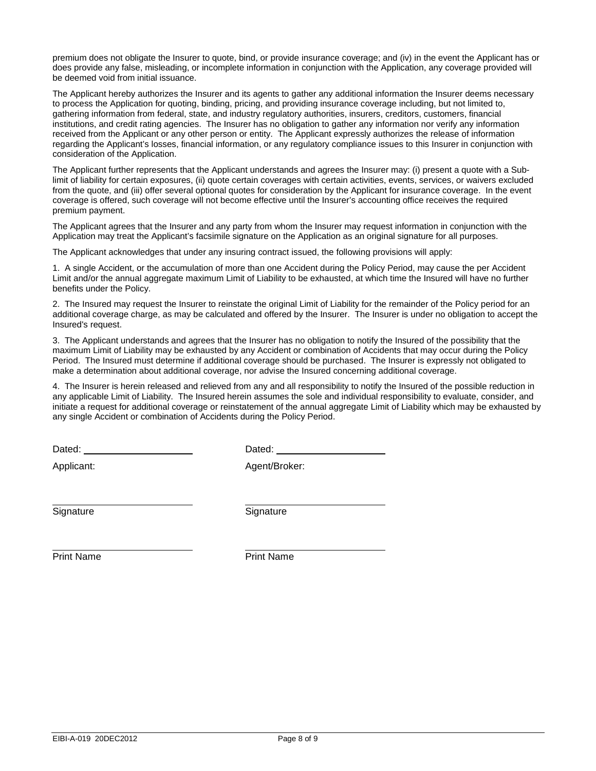premium does not obligate the Insurer to quote, bind, or provide insurance coverage; and (iv) in the event the Applicant has or does provide any false, misleading, or incomplete information in conjunction with the Application, any coverage provided will be deemed void from initial issuance.

The Applicant hereby authorizes the Insurer and its agents to gather any additional information the Insurer deems necessary to process the Application for quoting, binding, pricing, and providing insurance coverage including, but not limited to, gathering information from federal, state, and industry regulatory authorities, insurers, creditors, customers, financial institutions, and credit rating agencies. The Insurer has no obligation to gather any information nor verify any information received from the Applicant or any other person or entity. The Applicant expressly authorizes the release of information regarding the Applicant's losses, financial information, or any regulatory compliance issues to this Insurer in conjunction with consideration of the Application.

The Applicant further represents that the Applicant understands and agrees the Insurer may: (i) present a quote with a Sub-limit of liability for certain exposures, (ii) quote certain coverages with certain activities, events, services, or waivers excluded from the quote, and (iii) offer several optional quotes for consideration by the Applicant for insurance coverage. In the event coverage is offered, such coverage will not become effective until the Insurer's accounting office receives the required premium payment.

The Applicant agrees that the Insurer and any party from whom the Insurer may request information in conjunction with the Application may treat the Applicant's facsimile signature on the Application as an original signature for all purposes.

The Applicant acknowledges that under any insuring contract issued, the following provisions will apply:

1. A single Accident, or the accumulation of more than one Accident during the Policy Period, may cause the per Accident Limit and/or the annual aggregate maximum Limit of Liability to be exhausted, at which time the Insured will have no further benefits under the Policy.

2. The Insured may request the Insurer to reinstate the original Limit of Liability for the remainder of the Policy period for an additional coverage charge, as may be calculated and offered by the Insurer. The Insurer is under no obligation to accept the Insured's request.

3. The Applicant understands and agrees that the Insurer has no obligation to notify the Insured of the possibility that the maximum Limit of Liability may be exhausted by any Accident or combination of Accidents that may occur during the Policy Period. The Insured must determine if additional coverage should be purchased. The Insurer is expressly not obligated to make a determination about additional coverage, nor advise the Insured concerning additional coverage.

4. The Insurer is herein released and relieved from any and all responsibility to notify the Insured of the possible reduction in any applicable Limit of Liability. The Insured herein assumes the sole and individual responsibility to evaluate, consider, and initiate a request for additional coverage or reinstatement of the annual aggregate Limit of Liability which may be exhausted by any single Accident or combination of Accidents during the Policy Period.

| Dated: ____________________ | Dated: ____________________ |
| --- | --- |
| Applicant: | Agent/Broker: |
| ____________________ | ____________________ |
| Signature | Signature |
| ____________________ | ____________________ |
| Print Name | Print Name |

EIBI-A-019 20DEC2012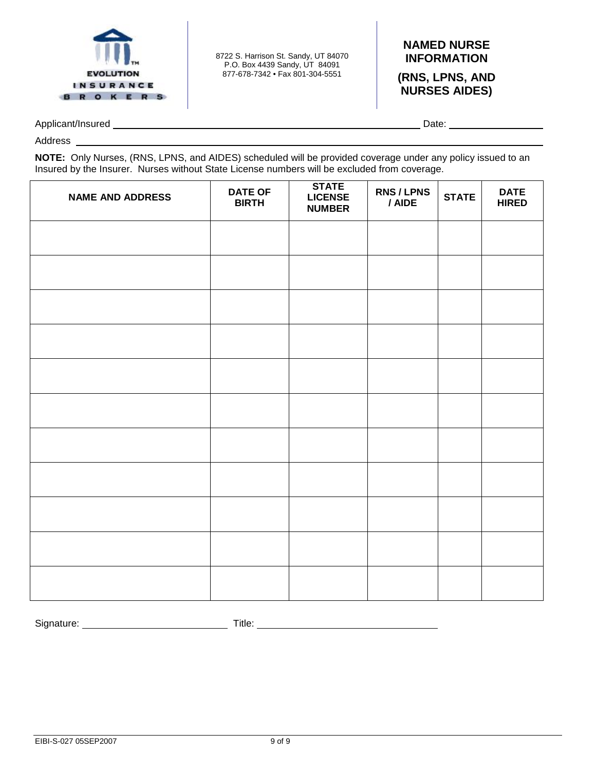EVOLUTION INSURANCE BROKERS

8722 S. Harrison St. Sandy, UT 84070
P.O. Box 4439 Sandy, UT 84091
877-678-7342 • Fax 801-304-5551

# NAMED NURSE INFORMATION

## (RNS, LPNS, AND NURSES AIDES)

Applicant/Insured ____________________________________________ Date: ______________

Address ______________________________________________________________________

**NOTE:** Only Nurses, (RNS, LPNS, and AIDES) scheduled will be provided coverage under any policy issued to an Insured by the Insurer. Nurses without State License numbers will be excluded from coverage.

| NAME AND ADDRESS | DATE OF BIRTH | STATE LICENSE NUMBER | RNS / LPNS / AIDE | STATE | DATE HIRED |
|---|---|---|---|---|---|
| | | | | | |
| | | | | | |
| | | | | | |
| | | | | | |
| | | | | | |
| | | | | | |
| | | | | | |
| | | | | | |
| | | | | | |
| | | | | | |
| | | | | | |

Signature: ________________________ Title: ____________________________

EIBI-S-027 05SEP2007